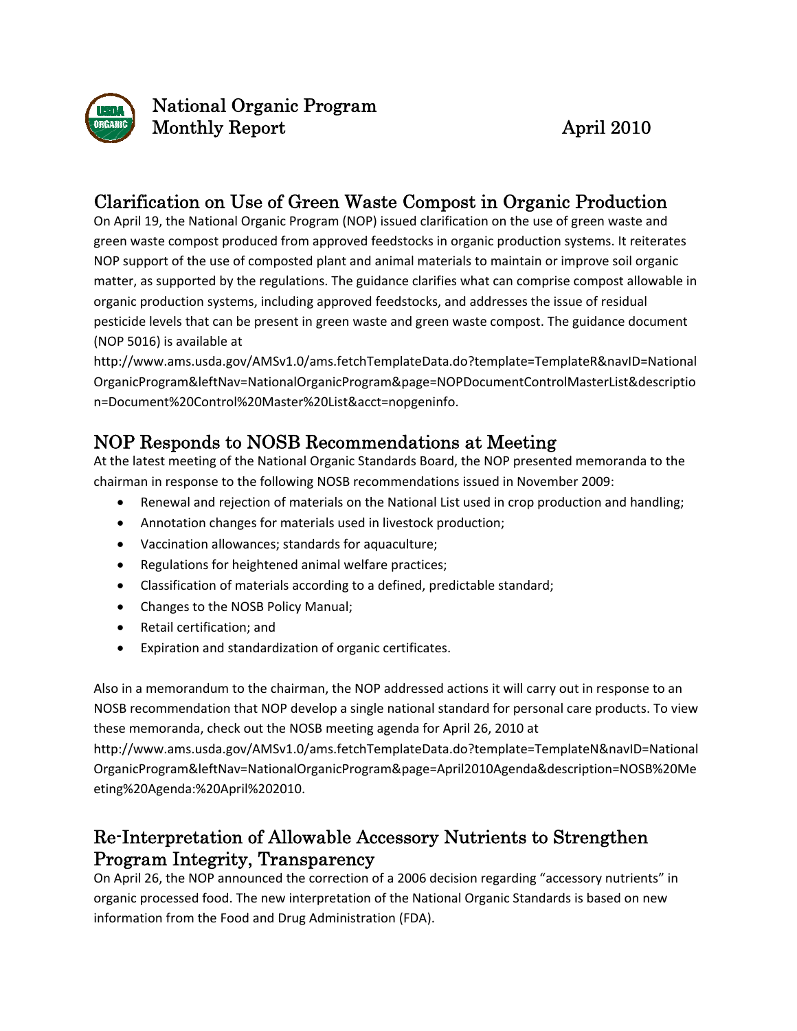# National Organic Program Monthly Report

April 2010

## Clarification on Use of Green Waste Compost in Organic Production

On April 19, the National Organic Program (NOP) issued clarification on the use of green waste and green waste compost produced from approved feedstocks in organic production systems. It reiterates NOP support of the use of composted plant and animal materials to maintain or improve soil organic matter, as supported by the regulations. The guidance clarifies what can comprise compost allowable in organic production systems, including approved feedstocks, and addresses the issue of residual pesticide levels that can be present in green waste and green waste compost. The guidance document (NOP 5016) is available at http://www.ams.usda.gov/AMSv1.0/ams.fetchTemplateData.do?template=TemplateR&navID=NationalOrganicProgram&leftNav=NationalOrganicProgram&page=NOPDocumentControlMasterList&description=Document%20Control%20Master%20List&acct=nopgeninfo.

## NOP Responds to NOSB Recommendations at Meeting

At the latest meeting of the National Organic Standards Board, the NOP presented memoranda to the chairman in response to the following NOSB recommendations issued in November 2009:

- Renewal and rejection of materials on the National List used in crop production and handling;
- Annotation changes for materials used in livestock production;
- Vaccination allowances; standards for aquaculture;
- Regulations for heightened animal welfare practices;
- Classification of materials according to a defined, predictable standard;
- Changes to the NOSB Policy Manual;
- Retail certification; and
- Expiration and standardization of organic certificates.

Also in a memorandum to the chairman, the NOP addressed actions it will carry out in response to an NOSB recommendation that NOP develop a single national standard for personal care products. To view these memoranda, check out the NOSB meeting agenda for April 26, 2010 at http://www.ams.usda.gov/AMSv1.0/ams.fetchTemplateData.do?template=TemplateN&navID=NationalOrganicProgram&leftNav=NationalOrganicProgram&page=April2010Agenda&description=NOSB%20Meeting%20Agenda:%20April%202010.

## Re-Interpretation of Allowable Accessory Nutrients to Strengthen Program Integrity, Transparency

On April 26, the NOP announced the correction of a 2006 decision regarding "accessory nutrients" in organic processed food. The new interpretation of the National Organic Standards is based on new information from the Food and Drug Administration (FDA).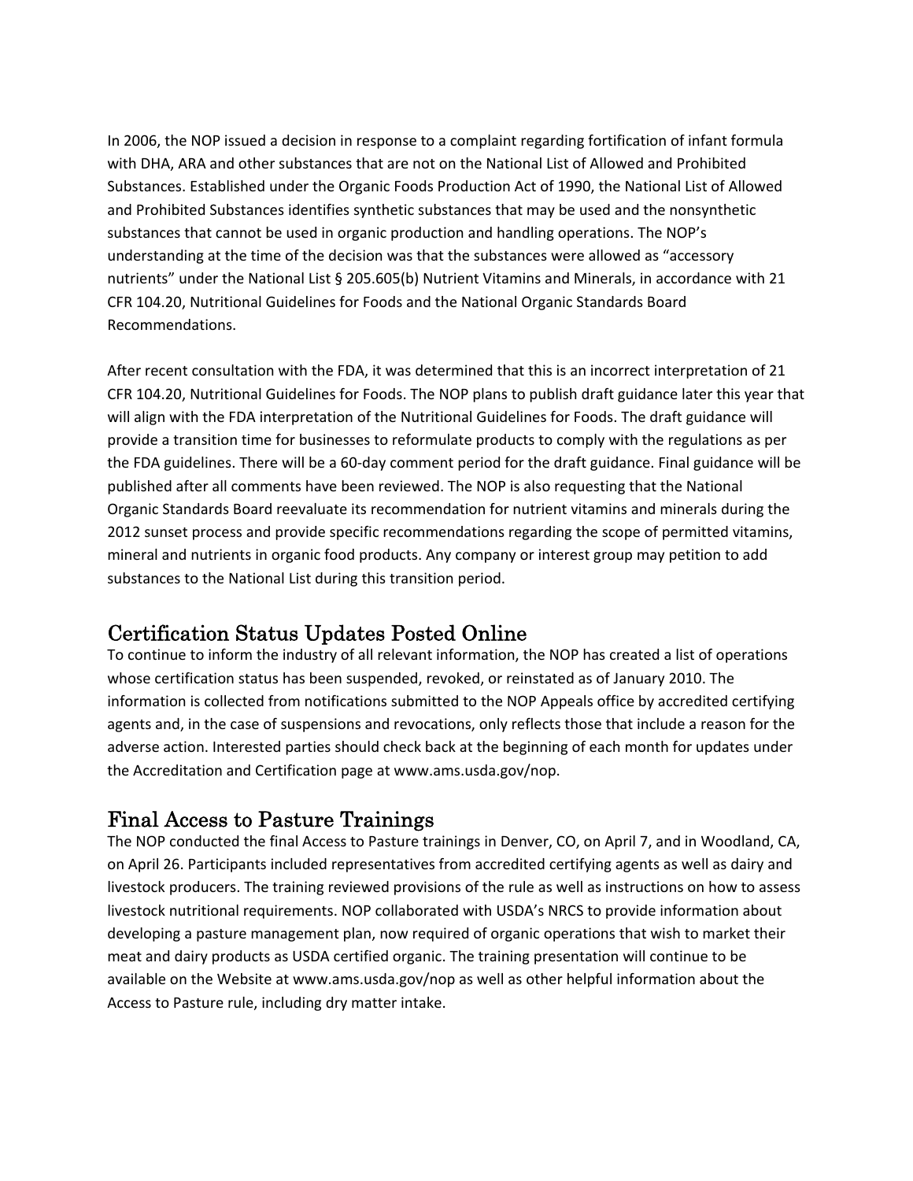In 2006, the NOP issued a decision in response to a complaint regarding fortification of infant formula with DHA, ARA and other substances that are not on the National List of Allowed and Prohibited Substances. Established under the Organic Foods Production Act of 1990, the National List of Allowed and Prohibited Substances identifies synthetic substances that may be used and the nonsynthetic substances that cannot be used in organic production and handling operations. The NOP's understanding at the time of the decision was that the substances were allowed as "accessory nutrients" under the National List § 205.605(b) Nutrient Vitamins and Minerals, in accordance with 21 CFR 104.20, Nutritional Guidelines for Foods and the National Organic Standards Board Recommendations.

After recent consultation with the FDA, it was determined that this is an incorrect interpretation of 21 CFR 104.20, Nutritional Guidelines for Foods. The NOP plans to publish draft guidance later this year that will align with the FDA interpretation of the Nutritional Guidelines for Foods. The draft guidance will provide a transition time for businesses to reformulate products to comply with the regulations as per the FDA guidelines. There will be a 60-day comment period for the draft guidance. Final guidance will be published after all comments have been reviewed. The NOP is also requesting that the National Organic Standards Board reevaluate its recommendation for nutrient vitamins and minerals during the 2012 sunset process and provide specific recommendations regarding the scope of permitted vitamins, mineral and nutrients in organic food products. Any company or interest group may petition to add substances to the National List during this transition period.

## Certification Status Updates Posted Online

To continue to inform the industry of all relevant information, the NOP has created a list of operations whose certification status has been suspended, revoked, or reinstated as of January 2010. The information is collected from notifications submitted to the NOP Appeals office by accredited certifying agents and, in the case of suspensions and revocations, only reflects those that include a reason for the adverse action. Interested parties should check back at the beginning of each month for updates under the Accreditation and Certification page at www.ams.usda.gov/nop.

## Final Access to Pasture Trainings

The NOP conducted the final Access to Pasture trainings in Denver, CO, on April 7, and in Woodland, CA, on April 26. Participants included representatives from accredited certifying agents as well as dairy and livestock producers. The training reviewed provisions of the rule as well as instructions on how to assess livestock nutritional requirements. NOP collaborated with USDA's NRCS to provide information about developing a pasture management plan, now required of organic operations that wish to market their meat and dairy products as USDA certified organic. The training presentation will continue to be available on the Website at www.ams.usda.gov/nop as well as other helpful information about the Access to Pasture rule, including dry matter intake.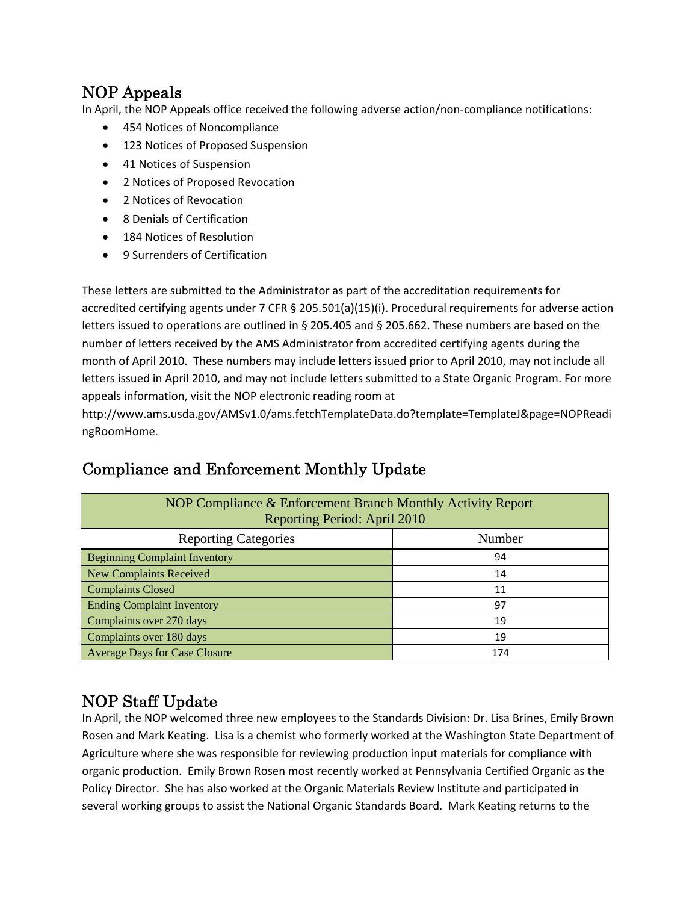## NOP Appeals

In April, the NOP Appeals office received the following adverse action/non-compliance notifications:

- 454 Notices of Noncompliance
- 123 Notices of Proposed Suspension
- 41 Notices of Suspension
- 2 Notices of Proposed Revocation
- 2 Notices of Revocation
- 8 Denials of Certification
- 184 Notices of Resolution
- 9 Surrenders of Certification

These letters are submitted to the Administrator as part of the accreditation requirements for accredited certifying agents under 7 CFR § 205.501(a)(15)(i). Procedural requirements for adverse action letters issued to operations are outlined in § 205.405 and § 205.662. These numbers are based on the number of letters received by the AMS Administrator from accredited certifying agents during the month of April 2010. These numbers may include letters issued prior to April 2010, may not include all letters issued in April 2010, and may not include letters submitted to a State Organic Program. For more appeals information, visit the NOP electronic reading room at http://www.ams.usda.gov/AMSv1.0/ams.fetchTemplateData.do?template=TemplateJ&page=NOPReadingRoomHome.

## Compliance and Enforcement Monthly Update

| NOP Compliance & Enforcement Branch Monthly Activity Report<br>Reporting Period: April 2010 | |
|---|---|
| Reporting Categories | Number |
| Beginning Complaint Inventory | 94 |
| New Complaints Received | 14 |
| Complaints Closed | 11 |
| Ending Complaint Inventory | 97 |
| Complaints over 270 days | 19 |
| Complaints over 180 days | 19 |
| Average Days for Case Closure | 174 |

## NOP Staff Update

In April, the NOP welcomed three new employees to the Standards Division: Dr. Lisa Brines, Emily Brown Rosen and Mark Keating. Lisa is a chemist who formerly worked at the Washington State Department of Agriculture where she was responsible for reviewing production input materials for compliance with organic production. Emily Brown Rosen most recently worked at Pennsylvania Certified Organic as the Policy Director. She has also worked at the Organic Materials Review Institute and participated in several working groups to assist the National Organic Standards Board. Mark Keating returns to the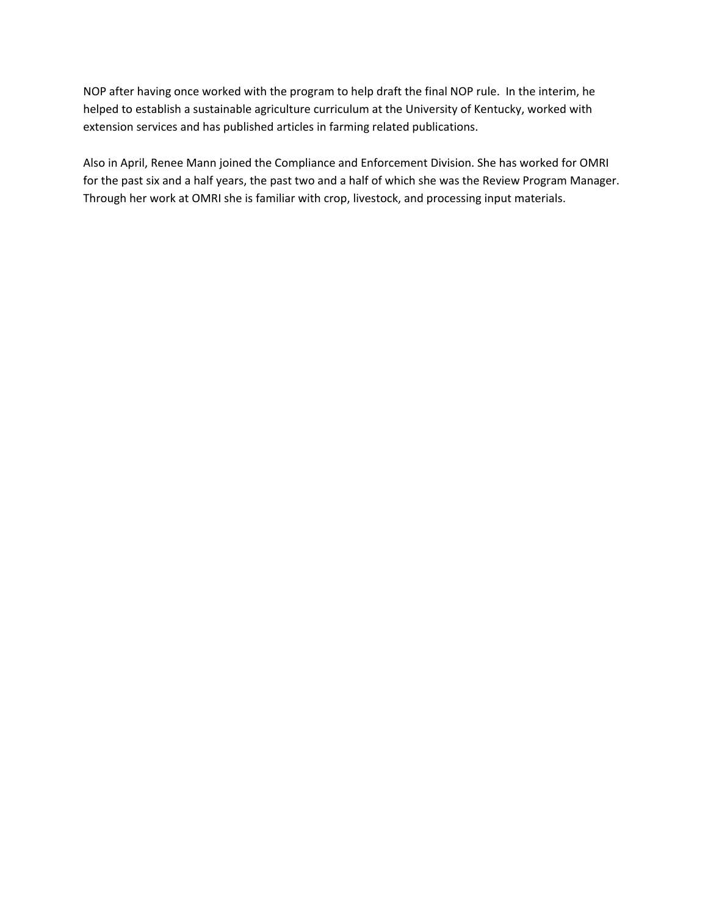NOP after having once worked with the program to help draft the final NOP rule. In the interim, he helped to establish a sustainable agriculture curriculum at the University of Kentucky, worked with extension services and has published articles in farming related publications.

Also in April, Renee Mann joined the Compliance and Enforcement Division. She has worked for OMRI for the past six and a half years, the past two and a half of which she was the Review Program Manager. Through her work at OMRI she is familiar with crop, livestock, and processing input materials.